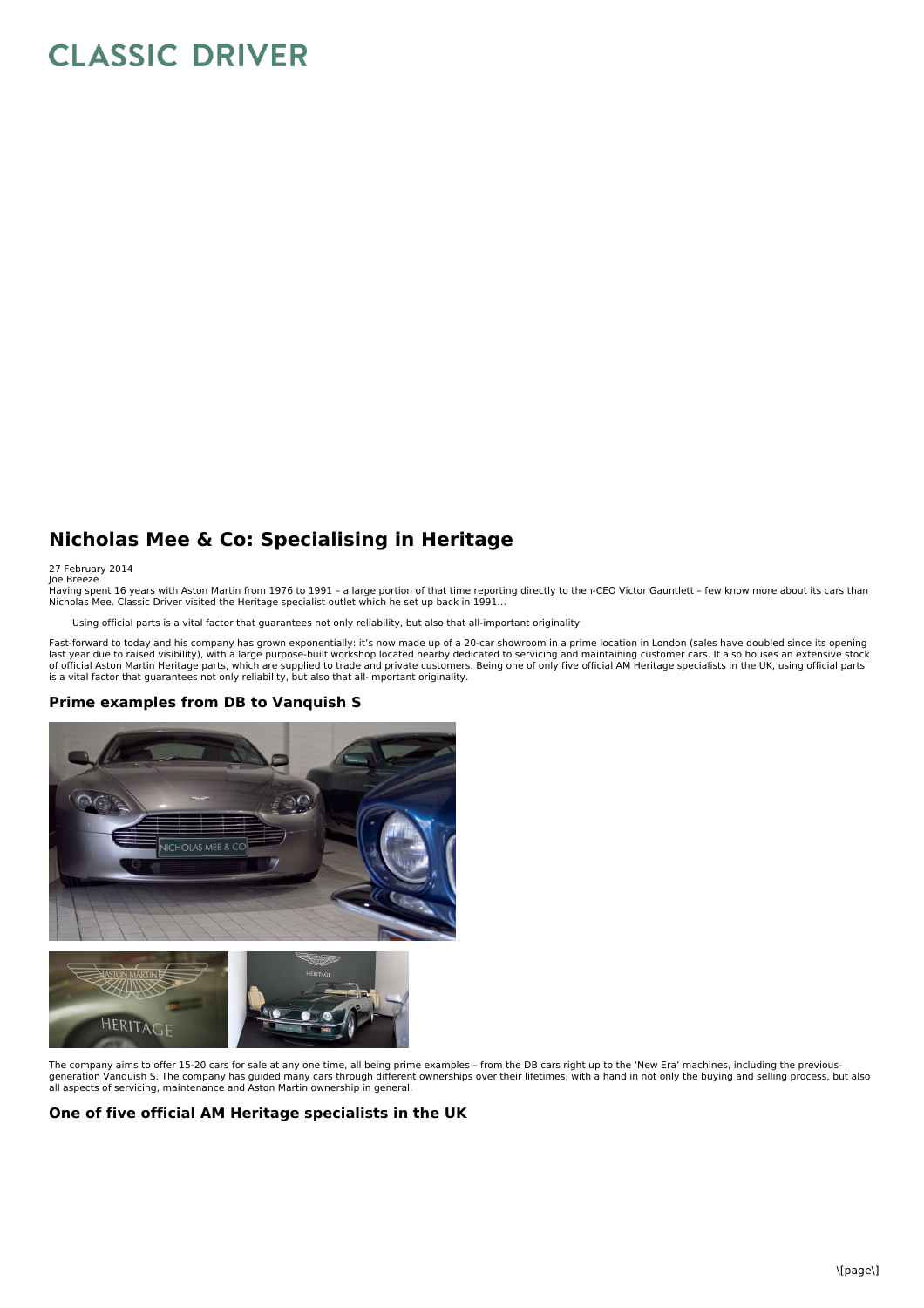# Nicholas Mee & Co: Specialising in Heritage

27 February 2014
Joe Breeze

Having spent 16 years with Aston Martin from 1976 to 1991 – a large portion of that time reporting directly to then-CEO Victor Gauntlett – few know more about its cars than Nicholas Mee. Classic Driver visited the Heritage specialist outlet which he set up back in 1991…

> Using official parts is a vital factor that guarantees not only reliability, but also that all-important originality

Fast-forward to today and his company has grown exponentially: it's now made up of a 20-car showroom in a prime location in London (sales have doubled since its opening last year due to raised visibility), with a large purpose-built workshop located nearby dedicated to servicing and maintaining customer cars. It also houses an extensive stock of official Aston Martin Heritage parts, which are supplied to trade and private customers. Being one of only five official AM Heritage specialists in the UK, using official parts is a vital factor that guarantees not only reliability, but also that all-important originality.

## Prime examples from DB to Vanquish S

The company aims to offer 15-20 cars for sale at any one time, all being prime examples – from the DB cars right up to the 'New Era' machines, including the previous-generation Vanquish S. The company has guided many cars through different ownerships over their lifetimes, with a hand in not only the buying and selling process, but also all aspects of servicing, maintenance and Aston Martin ownership in general.

## One of five official AM Heritage specialists in the UK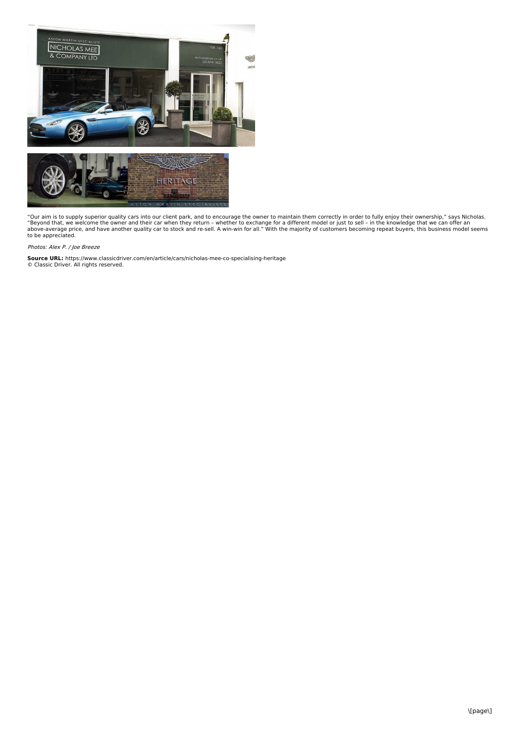“Our aim is to supply superior quality cars into our client park, and to encourage the owner to maintain them correctly in order to fully enjoy their ownership,” says Nicholas. “Beyond that, we welcome the owner and their car when they return – whether to exchange for a different model or just to sell – in the knowledge that we can offer an above-average price, and have another quality car to stock and re-sell. A win-win for all.” With the majority of customers becoming repeat buyers, this business model seems to be appreciated.

*Photos: Alex P. / Joe Breeze*

**Source URL:** https://www.classicdriver.com/en/article/cars/nicholas-mee-co-specialising-heritage
© Classic Driver. All rights reserved.